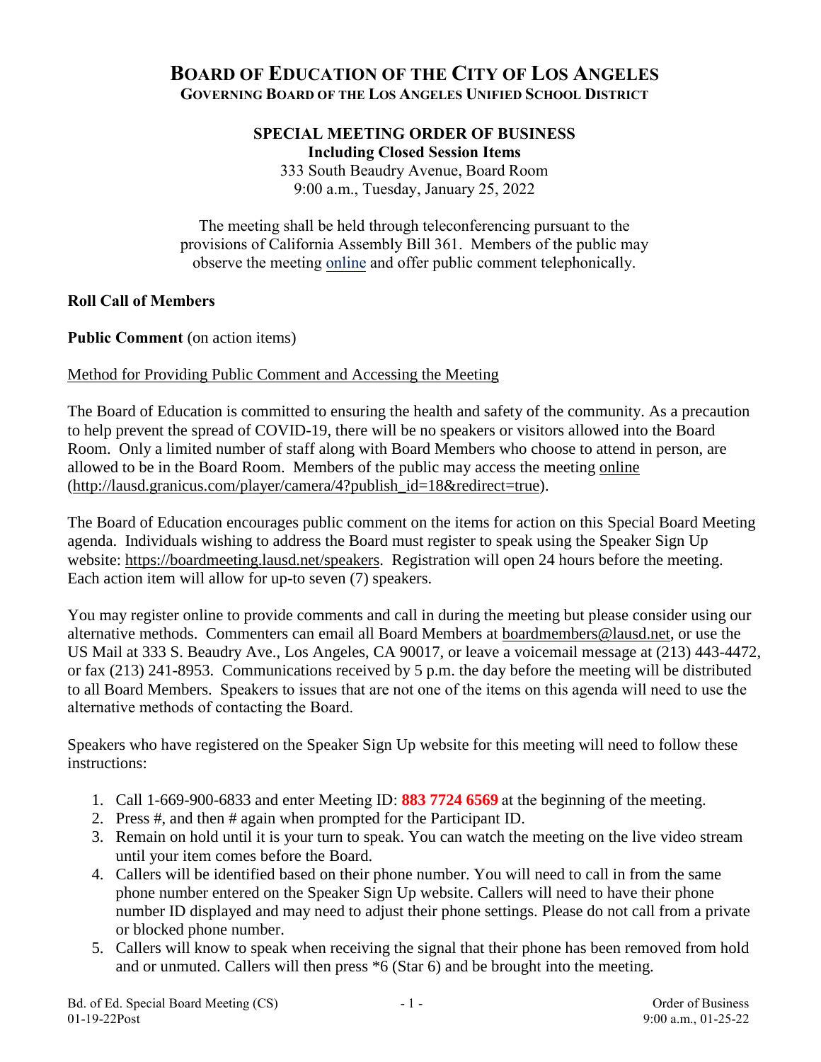# BOARD OF EDUCATION OF THE CITY OF LOS ANGELES

## GOVERNING BOARD OF THE LOS ANGELES UNIFIED SCHOOL DISTRICT

**SPECIAL MEETING ORDER OF BUSINESS**
**Including Closed Session Items**
333 South Beaudry Avenue, Board Room
9:00 a.m., Tuesday, January 25, 2022

The meeting shall be held through teleconferencing pursuant to the provisions of California Assembly Bill 361. Members of the public may observe the meeting online and offer public comment telephonically.

**Roll Call of Members**

**Public Comment** (on action items)

Method for Providing Public Comment and Accessing the Meeting

The Board of Education is committed to ensuring the health and safety of the community. As a precaution to help prevent the spread of COVID-19, there will be no speakers or visitors allowed into the Board Room. Only a limited number of staff along with Board Members who choose to attend in person, are allowed to be in the Board Room. Members of the public may access the meeting online (http://lausd.granicus.com/player/camera/4?publish_id=18&redirect=true).

The Board of Education encourages public comment on the items for action on this Special Board Meeting agenda. Individuals wishing to address the Board must register to speak using the Speaker Sign Up website: https://boardmeeting.lausd.net/speakers. Registration will open 24 hours before the meeting. Each action item will allow for up-to seven (7) speakers.

You may register online to provide comments and call in during the meeting but please consider using our alternative methods. Commenters can email all Board Members at boardmembers@lausd.net, or use the US Mail at 333 S. Beaudry Ave., Los Angeles, CA 90017, or leave a voicemail message at (213) 443-4472, or fax (213) 241-8953. Communications received by 5 p.m. the day before the meeting will be distributed to all Board Members. Speakers to issues that are not one of the items on this agenda will need to use the alternative methods of contacting the Board.

Speakers who have registered on the Speaker Sign Up website for this meeting will need to follow these instructions:

1. Call 1-669-900-6833 and enter Meeting ID: **883 7724 6569** at the beginning of the meeting.
2. Press #, and then # again when prompted for the Participant ID.
3. Remain on hold until it is your turn to speak. You can watch the meeting on the live video stream until your item comes before the Board.
4. Callers will be identified based on their phone number. You will need to call in from the same phone number entered on the Speaker Sign Up website. Callers will need to have their phone number ID displayed and may need to adjust their phone settings. Please do not call from a private or blocked phone number.
5. Callers will know to speak when receiving the signal that their phone has been removed from hold and or unmuted. Callers will then press *6 (Star 6) and be brought into the meeting.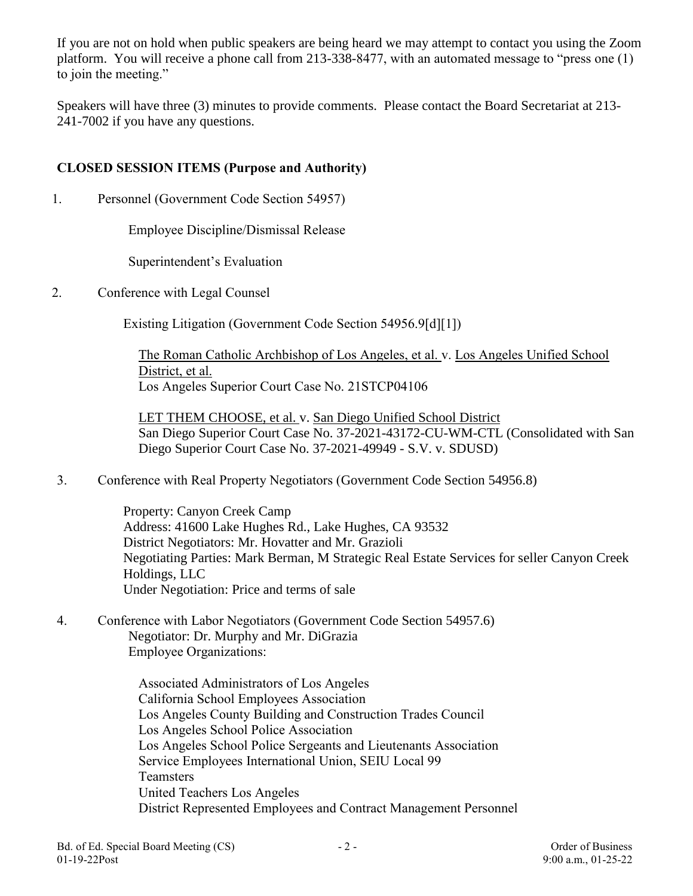If you are not on hold when public speakers are being heard we may attempt to contact you using the Zoom platform. You will receive a phone call from 213-338-8477, with an automated message to "press one (1) to join the meeting."

Speakers will have three (3) minutes to provide comments. Please contact the Board Secretariat at 213-241-7002 if you have any questions.

**CLOSED SESSION ITEMS (Purpose and Authority)**

1. Personnel (Government Code Section 54957)

   Employee Discipline/Dismissal Release

   Superintendent's Evaluation

2. Conference with Legal Counsel

   Existing Litigation (Government Code Section 54956.9[d][1])

   The Roman Catholic Archbishop of Los Angeles, et al. v. Los Angeles Unified School District, et al.
   Los Angeles Superior Court Case No. 21STCP04106

   LET THEM CHOOSE, et al. v. San Diego Unified School District
   San Diego Superior Court Case No. 37-2021-43172-CU-WM-CTL (Consolidated with San Diego Superior Court Case No. 37-2021-49949 - S.V. v. SDUSD)

3. Conference with Real Property Negotiators (Government Code Section 54956.8)

   Property: Canyon Creek Camp
   Address: 41600 Lake Hughes Rd., Lake Hughes, CA 93532
   District Negotiators: Mr. Hovatter and Mr. Grazioli
   Negotiating Parties: Mark Berman, M Strategic Real Estate Services for seller Canyon Creek Holdings, LLC
   Under Negotiation: Price and terms of sale

4. Conference with Labor Negotiators (Government Code Section 54957.6)
   Negotiator: Dr. Murphy and Mr. DiGrazia
   Employee Organizations:

   Associated Administrators of Los Angeles
   California School Employees Association
   Los Angeles County Building and Construction Trades Council
   Los Angeles School Police Association
   Los Angeles School Police Sergeants and Lieutenants Association
   Service Employees International Union, SEIU Local 99
   Teamsters
   United Teachers Los Angeles
   District Represented Employees and Contract Management Personnel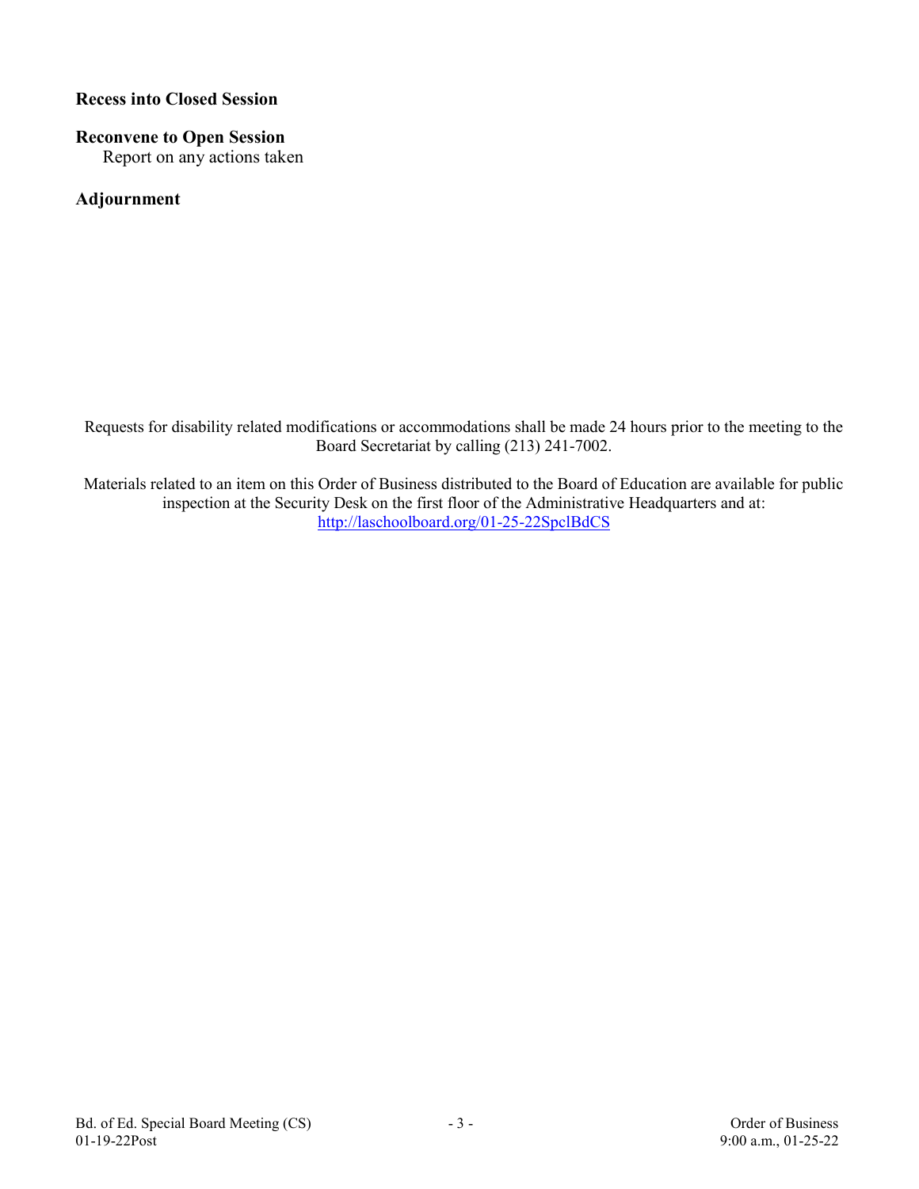**Recess into Closed Session**

**Reconvene to Open Session**

Report on any actions taken

**Adjournment**

Requests for disability related modifications or accommodations shall be made 24 hours prior to the meeting to the Board Secretariat by calling (213) 241-7002.

Materials related to an item on this Order of Business distributed to the Board of Education are available for public inspection at the Security Desk on the first floor of the Administrative Headquarters and at: http://laschoolboard.org/01-25-22SpclBdCS